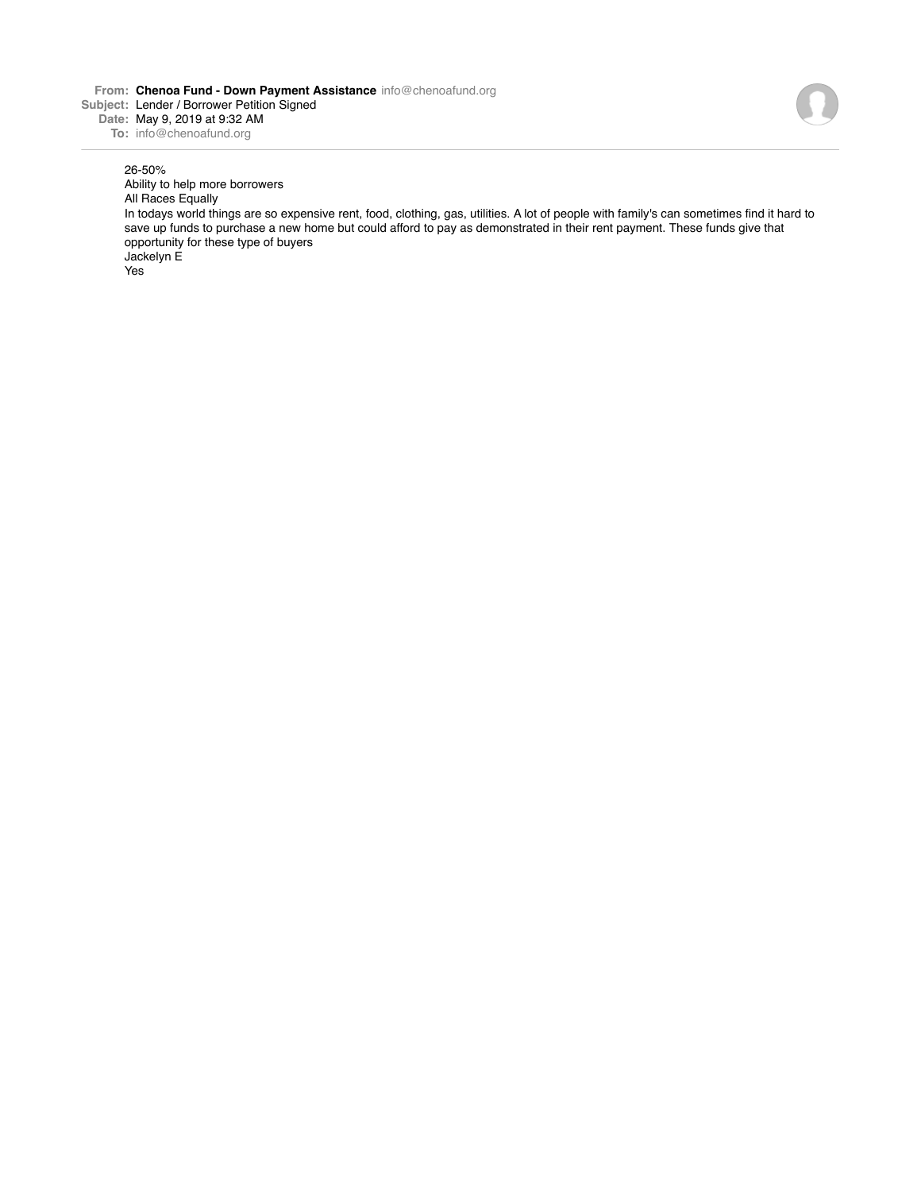**From:** **Chenoa Fund - Down Payment Assistance** info@chenoafund.org
**Subject:** Lender / Borrower Petition Signed
**Date:** May 9, 2019 at 9:32 AM
**To:** info@chenoafund.org

---

26-50%
Ability to help more borrowers
All Races Equally
In todays world things are so expensive rent, food, clothing, gas, utilities. A lot of people with family's can sometimes find it hard to save up funds to purchase a new home but could afford to pay as demonstrated in their rent payment. These funds give that opportunity for these type of buyers
Jackelyn E
Yes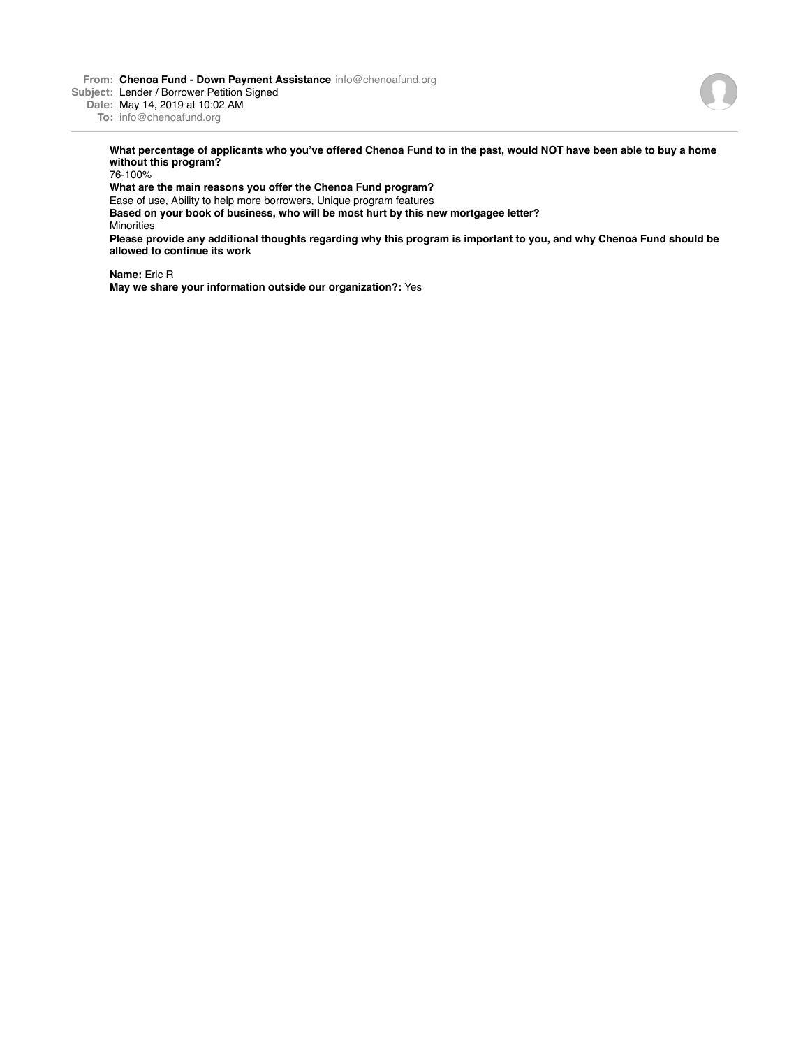**From:** **Chenoa Fund - Down Payment Assistance** info@chenoafund.org
**Subject:** Lender / Borrower Petition Signed
**Date:** May 14, 2019 at 10:02 AM
**To:** info@chenoafund.org

**What percentage of applicants who you've offered Chenoa Fund to in the past, would NOT have been able to buy a home without this program?**
76-100%
**What are the main reasons you offer the Chenoa Fund program?**
Ease of use, Ability to help more borrowers, Unique program features
**Based on your book of business, who will be most hurt by this new mortgagee letter?**
Minorities
**Please provide any additional thoughts regarding why this program is important to you, and why Chenoa Fund should be allowed to continue its work**

**Name:** Eric R
**May we share your information outside our organization?:** Yes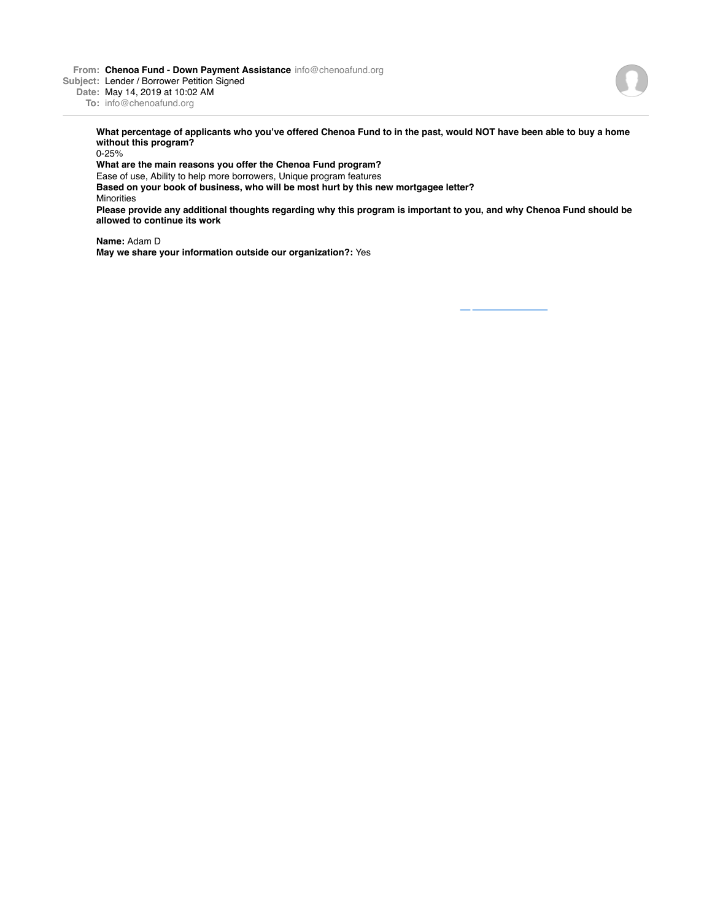**From:** Chenoa Fund - Down Payment Assistance info@chenoafund.org
**Subject:** Lender / Borrower Petition Signed
**Date:** May 14, 2019 at 10:02 AM
**To:** info@chenoafund.org

**What percentage of applicants who you've offered Chenoa Fund to in the past, would NOT have been able to buy a home without this program?**
0-25%
**What are the main reasons you offer the Chenoa Fund program?**
Ease of use, Ability to help more borrowers, Unique program features
**Based on your book of business, who will be most hurt by this new mortgagee letter?**
Minorities
**Please provide any additional thoughts regarding why this program is important to you, and why Chenoa Fund should be allowed to continue its work**

**Name:** Adam D
**May we share your information outside our organization?:** Yes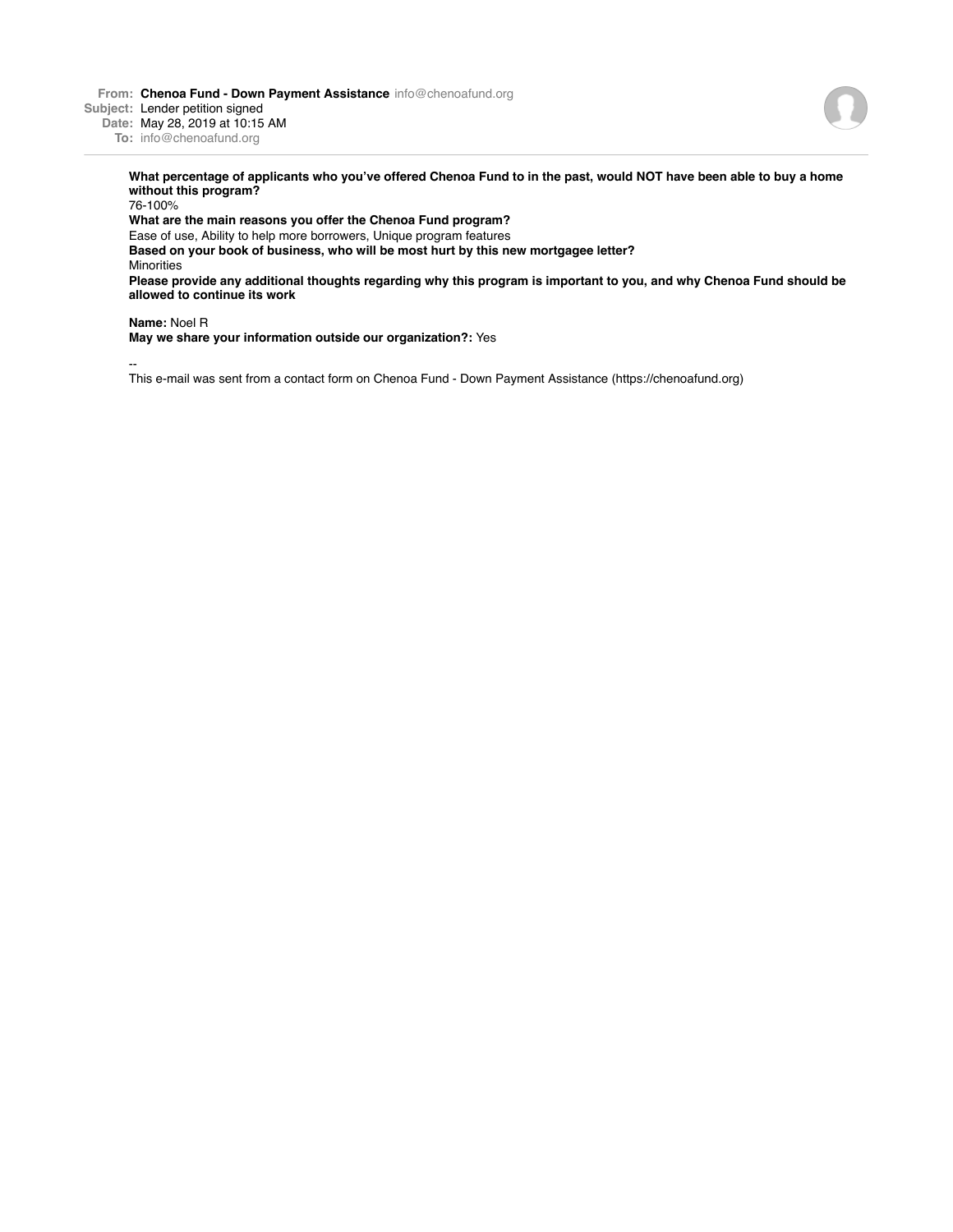**From:** **Chenoa Fund - Down Payment Assistance** info@chenoafund.org
**Subject:** Lender petition signed
**Date:** May 28, 2019 at 10:15 AM
**To:** info@chenoafund.org

**What percentage of applicants who you've offered Chenoa Fund to in the past, would NOT have been able to buy a home without this program?**
76-100%
**What are the main reasons you offer the Chenoa Fund program?**
Ease of use, Ability to help more borrowers, Unique program features
**Based on your book of business, who will be most hurt by this new mortgagee letter?**
Minorities
**Please provide any additional thoughts regarding why this program is important to you, and why Chenoa Fund should be allowed to continue its work**

**Name:** Noel R
**May we share your information outside our organization?:** Yes

--
This e-mail was sent from a contact form on Chenoa Fund - Down Payment Assistance (https://chenoafund.org)